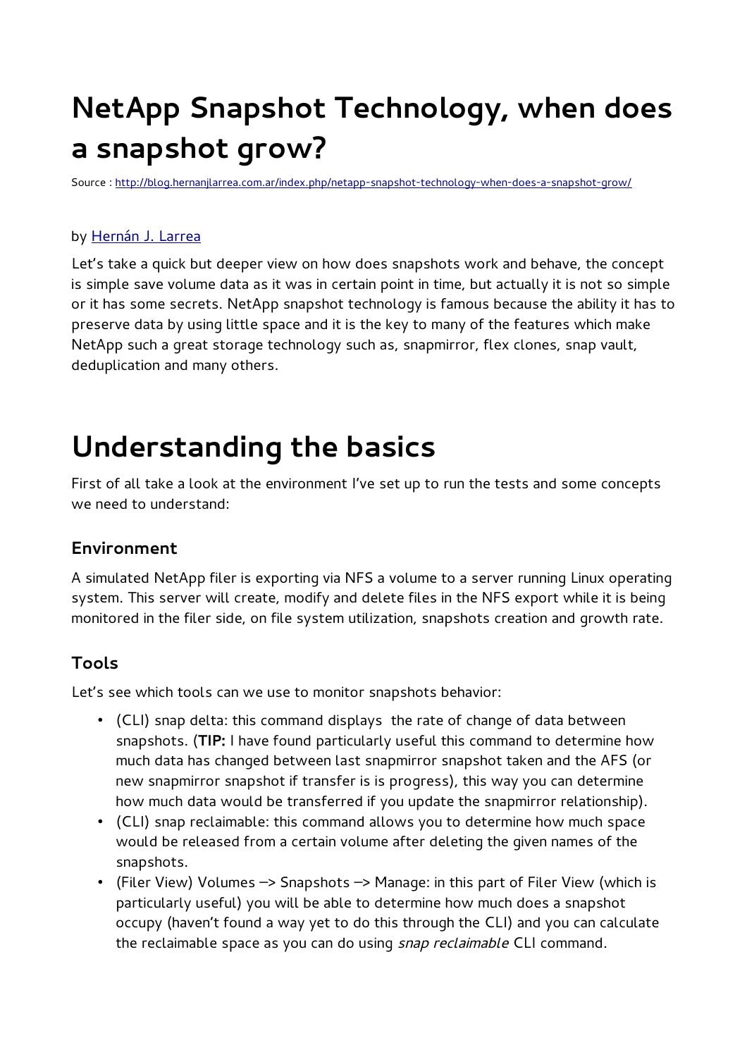# NetApp Snapshot Technology, when does a snapshot grow?

Source : [http://blog.hernanjlarrea.com.ar/index.php/netapp-snapshot-technology-when-does-a-snapshot-grow/](http://blog.hernanjlarrea.com.ar/index.php/netapp-snapshot-technology-when-does-a-snapshot-grow/)

by [Hernán J. Larrea]()

Let's take a quick but deeper view on how does snapshots work and behave, the concept is simple save volume data as it was in certain point in time, but actually it is not so simple or it has some secrets. NetApp snapshot technology is famous because the ability it has to preserve data by using little space and it is the key to many of the features which make NetApp such a great storage technology such as, snapmirror, flex clones, snap vault, deduplication and many others.

# Understanding the basics

First of all take a look at the environment I've set up to run the tests and some concepts we need to understand:

### Environment

A simulated NetApp filer is exporting via NFS a volume to a server running Linux operating system. This server will create, modify and delete files in the NFS export while it is being monitored in the filer side, on file system utilization, snapshots creation and growth rate.

### Tools

Let's see which tools can we use to monitor snapshots behavior:

- (CLI) snap delta: this command displays the rate of change of data between snapshots. (**TIP:** I have found particularly useful this command to determine how much data has changed between last snapmirror snapshot taken and the AFS (or new snapmirror snapshot if transfer is is progress), this way you can determine how much data would be transferred if you update the snapmirror relationship).
- (CLI) snap reclaimable: this command allows you to determine how much space would be released from a certain volume after deleting the given names of the snapshots.
- (Filer View) Volumes –> Snapshots –> Manage: in this part of Filer View (which is particularly useful) you will be able to determine how much does a snapshot occupy (haven't found a way yet to do this through the CLI) and you can calculate the reclaimable space as you can do using *snap reclaimable* CLI command.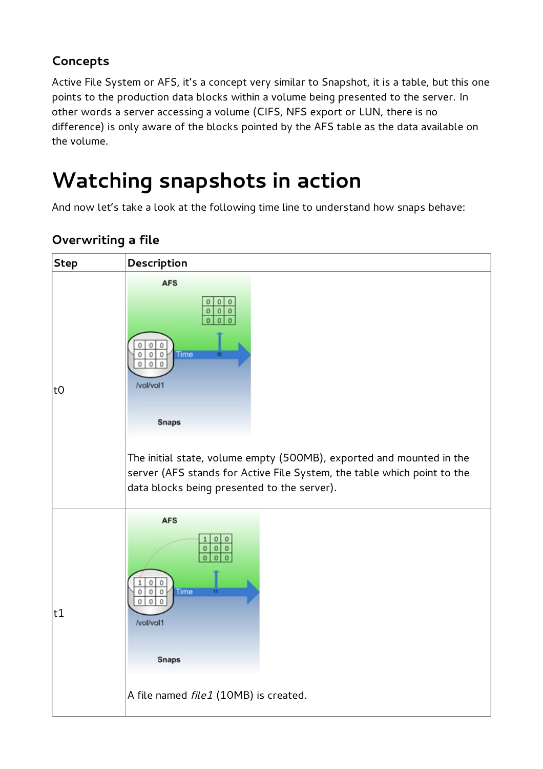### Concepts

Active File System or AFS, it's a concept very similar to Snapshot, it is a table, but this one points to the production data blocks within a volume being presented to the server. In other words a server accessing a volume (CIFS, NFS export or LUN, there is no difference) is only aware of the blocks pointed by the AFS table as the data available on the volume.

# Watching snapshots in action

And now let's take a look at the following time line to understand how snaps behave:

### Overwriting a file

| Step | Description |
| --- | --- |
| t0 | The initial state, volume empty (500MB), exported and mounted in the server (AFS stands for Active File System, the table which point to the data blocks being presented to the server). |
| t1 | A file named *file1* (10MB) is created. |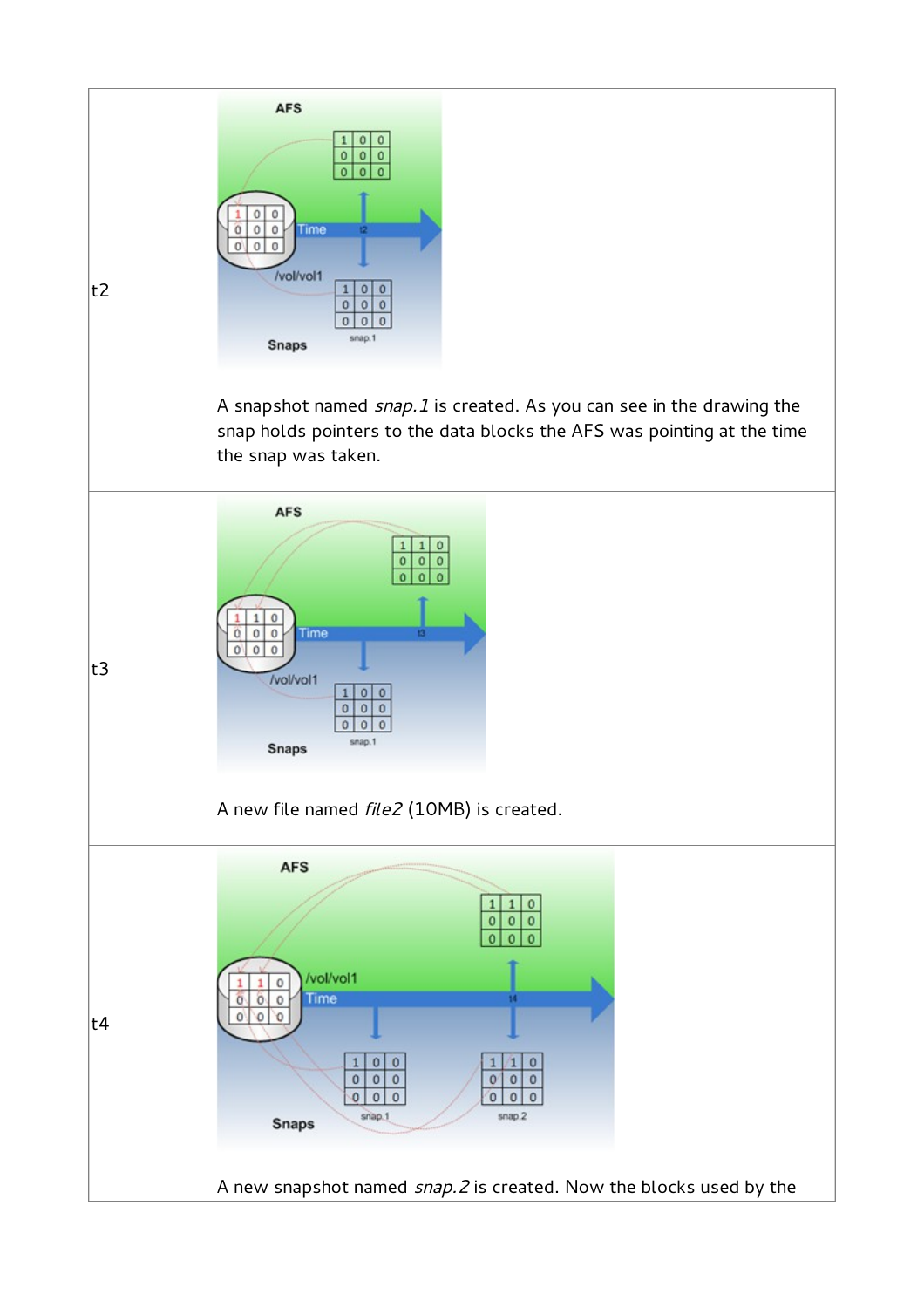| | |
|---|---|
| t2 | A snapshot named *snap.1* is created. As you can see in the drawing the snap holds pointers to the data blocks the AFS was pointing at the time the snap was taken. |
| t3 | A new file named *file2* (10MB) is created. |
| t4 | A new snapshot named *snap.2* is created. Now the blocks used by the |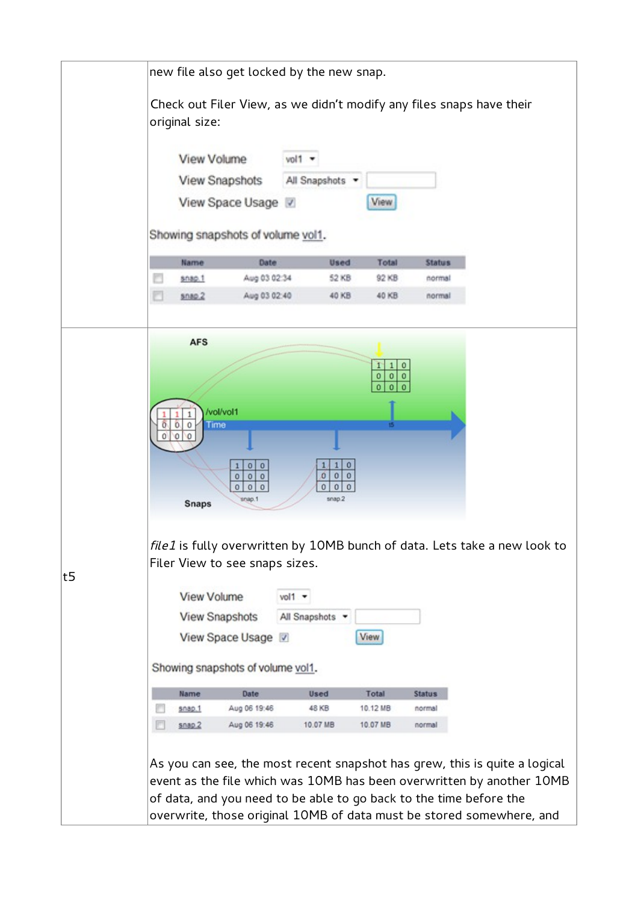| | |
|---|---|
| | new file also get locked by the new snap.<br><br>Check out Filer View, as we didn't modify any files snaps have their original size:<br><br>View Volume vol1<br>View Snapshots All Snapshots<br>View Space Usage View<br><br>Showing snapshots of volume vol1.<br><br>Name \| Date \| Used \| Total \| Status<br>snap.1 \| Aug 03 02:34 \| 52 KB \| 92 KB \| normal<br>snap.2 \| Aug 03 02:40 \| 40 KB \| 40 KB \| normal |
| t5 | *file1* is fully overwritten by 10MB bunch of data. Lets take a new look to Filer View to see snaps sizes.<br><br>View Volume vol1<br>View Snapshots All Snapshots<br>View Space Usage View<br><br>Showing snapshots of volume vol1.<br><br>Name \| Date \| Used \| Total \| Status<br>snap.1 \| Aug 06 19:46 \| 48 KB \| 10.12 MB \| normal<br>snap.2 \| Aug 06 19:46 \| 10.07 MB \| 10.07 MB \| normal<br><br>As you can see, the most recent snapshot has grew, this is quite a logical event as the file which was 10MB has been overwritten by another 10MB of data, and you need to be able to go back to the time before the overwrite, those original 10MB of data must be stored somewhere, and |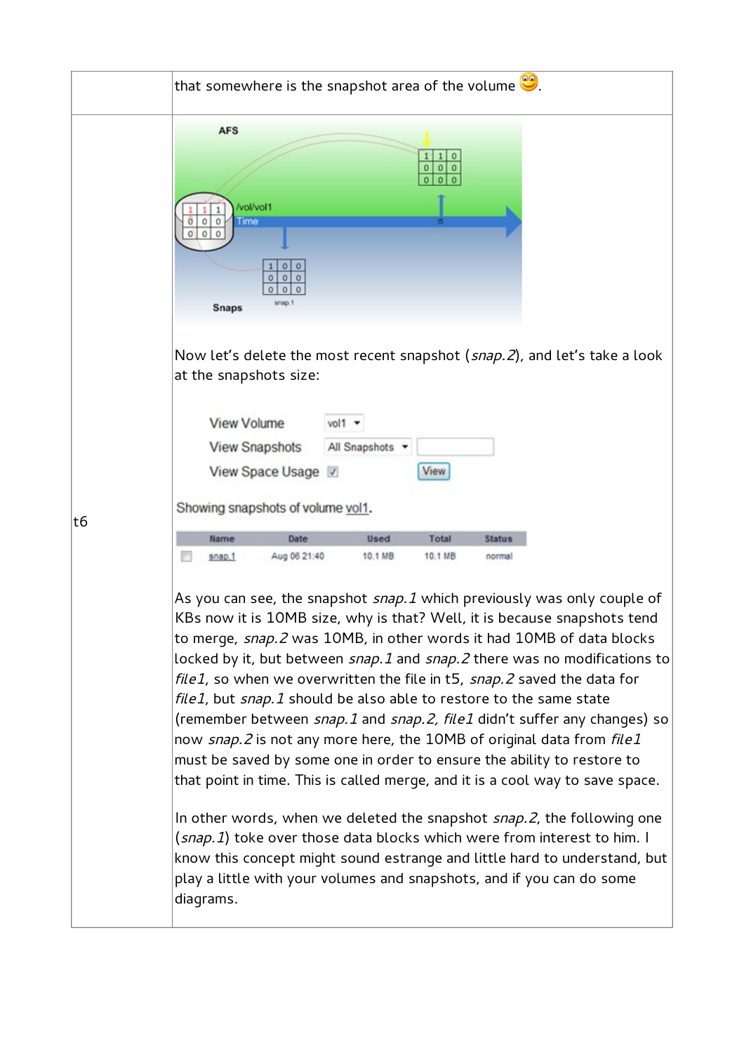|  | that somewhere is the snapshot area of the volume 😊. |
| --- | --- |
| t6 | Now let's delete the most recent snapshot (*snap.2*), and let's take a look at the snapshots size:<br><br>View Volume vol1<br>View Snapshots All Snapshots<br>View Space Usage ☑ View<br><br>Showing snapshots of volume vol1.<br><br>Name \| Date \| Used \| Total \| Status<br>snap.1 \| Aug 06 21:40 \| 10.1 MB \| 10.1 MB \| normal<br><br>As you can see, the snapshot *snap.1* which previously was only couple of KBs now it is 10MB size, why is that? Well, it is because snapshots tend to merge, *snap.2* was 10MB, in other words it had 10MB of data blocks locked by it, but between *snap.1* and *snap.2* there was no modifications to *file1*, so when we overwritten the file in t5, *snap.2* saved the data for *file1*, but *snap.1* should be also able to restore to the same state (remember between *snap.1* and *snap.2, file1* didn't suffer any changes) so now *snap.2* is not any more here, the 10MB of original data from *file1* must be saved by some one in order to ensure the ability to restore to that point in time. This is called merge, and it is a cool way to save space.<br><br>In other words, when we deleted the snapshot *snap.2*, the following one (*snap.1*) toke over those data blocks which were from interest to him. I know this concept might sound estrange and little hard to understand, but play a little with your volumes and snapshots, and if you can do some diagrams. |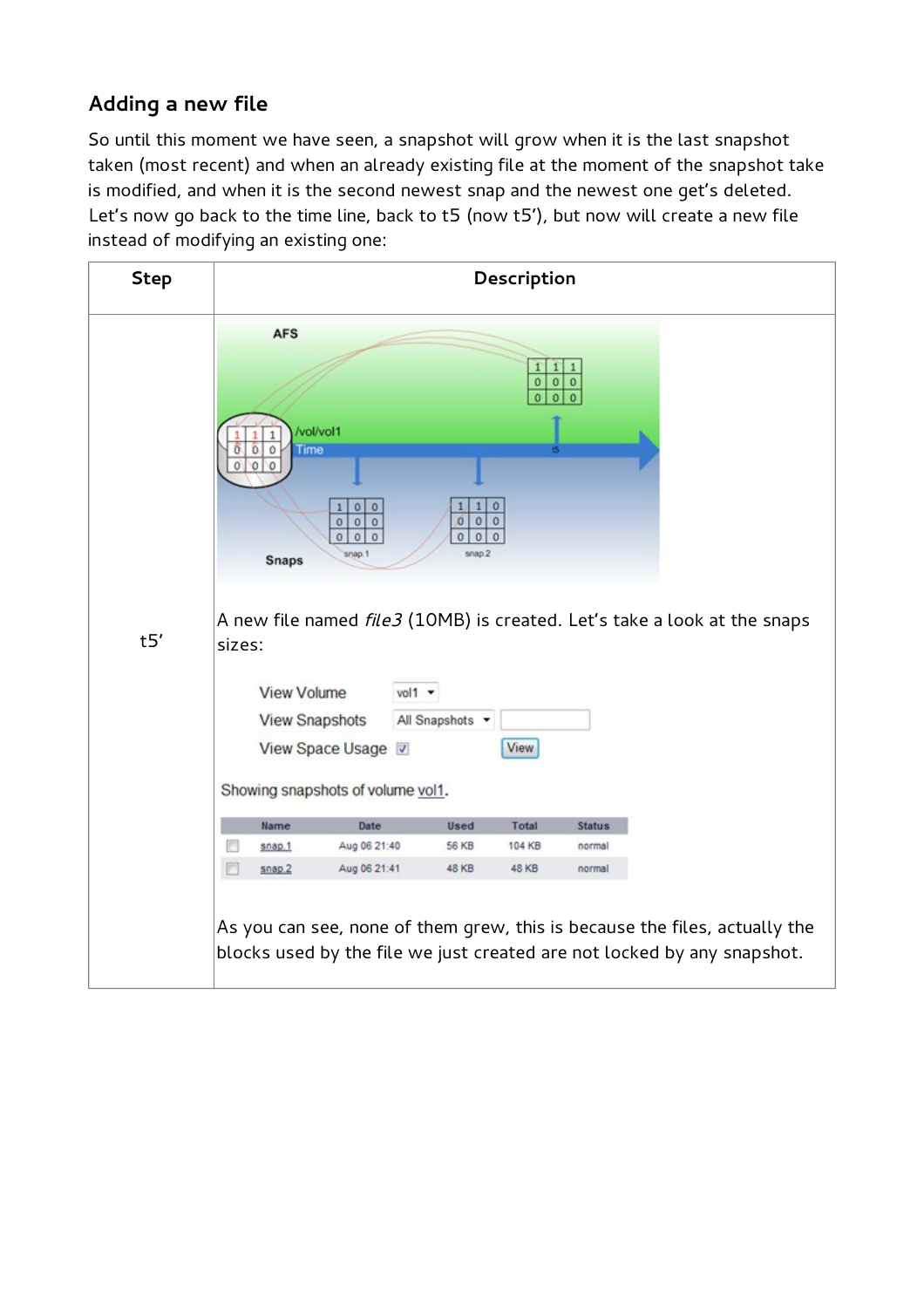## Adding a new file

So until this moment we have seen, a snapshot will grow when it is the last snapshot taken (most recent) and when an already existing file at the moment of the snapshot take is modified, and when it is the second newest snap and the newest one get's deleted. Let's now go back to the time line, back to t5 (now t5'), but now will create a new file instead of modifying an existing one:

| Step | Description |
|---|---|
| t5' | A new file named *file3* (10MB) is created. Let's take a look at the snaps sizes:<br><br>View Volume: vol1<br>View Snapshots: All Snapshots<br>View Space Usage: ☑<br><br>Showing snapshots of volume vol1.<br><br>Name \| Date \| Used \| Total \| Status<br>snap.1 \| Aug 06 21:40 \| 56 KB \| 104 KB \| normal<br>snap.2 \| Aug 06 21:41 \| 48 KB \| 48 KB \| normal<br><br>As you can see, none of them grew, this is because the files, actually the blocks used by the file we just created are not locked by any snapshot. |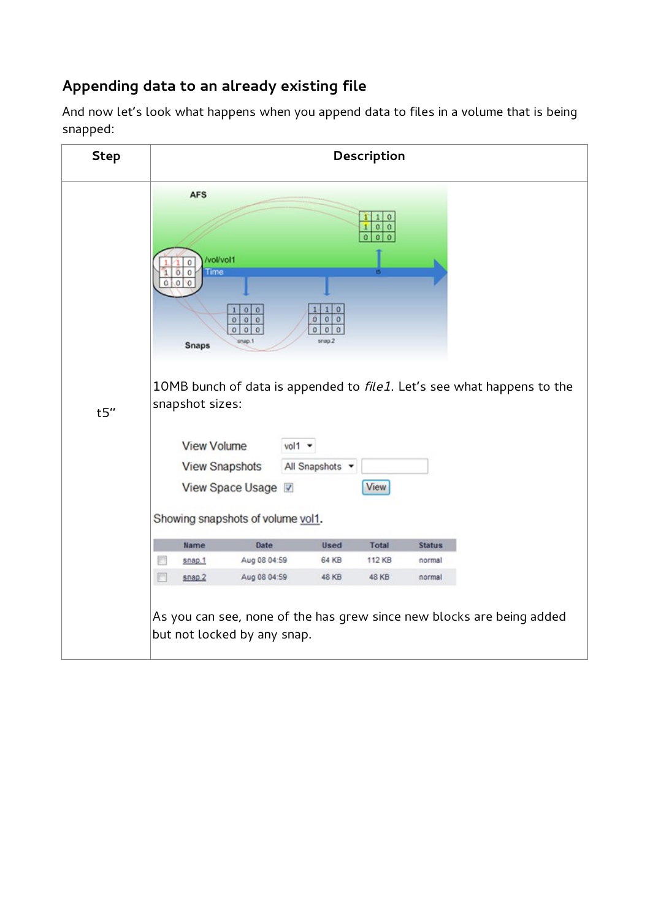## Appending data to an already existing file

And now let's look what happens when you append data to files in a volume that is being snapped:

| Step | Description |
|---|---|
| t5" | 10MB bunch of data is appended to *file1*. Let's see what happens to the snapshot sizes:<br><br>View Volume vol1<br>View Snapshots All Snapshots<br>View Space Usage ☑ View<br><br>Showing snapshots of volume vol1.<br><br>Name / Date / Used / Total / Status<br>snap.1 / Aug 08 04:59 / 64 KB / 112 KB / normal<br>snap.2 / Aug 08 04:59 / 48 KB / 48 KB / normal<br><br>As you can see, none of the has grew since new blocks are being added but not locked by any snap. |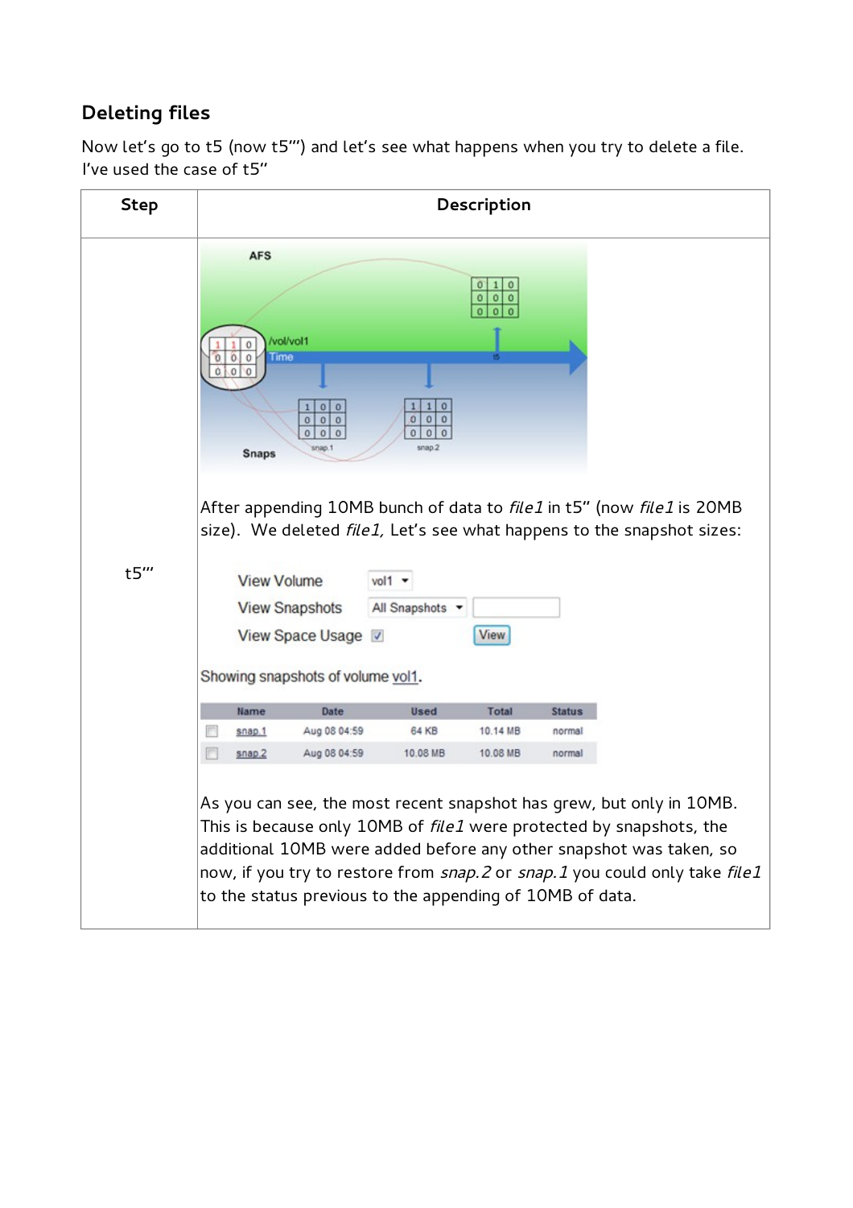## Deleting files

Now let's go to t5 (now t5''') and let's see what happens when you try to delete a file. I've used the case of t5''

| Step | Description |
|---|---|
| t5''' | After appending 10MB bunch of data to *file1* in t5'' (now *file1* is 20MB size). We deleted *file1,* Let's see what happens to the snapshot sizes:<br><br>View Volume vol1<br>View Snapshots All Snapshots<br>View Space Usage ☑ View<br><br>Showing snapshots of volume vol1.<br><br>Name / Date / Used / Total / Status<br>snap.1 / Aug 08 04:59 / 64 KB / 10.14 MB / normal<br>snap.2 / Aug 08 04:59 / 10.08 MB / 10.08 MB / normal<br><br>As you can see, the most recent snapshot has grew, but only in 10MB. This is because only 10MB of *file1* were protected by snapshots, the additional 10MB were added before any other snapshot was taken, so now, if you try to restore from *snap.2* or *snap.1* you could only take *file1* to the status previous to the appending of 10MB of data. |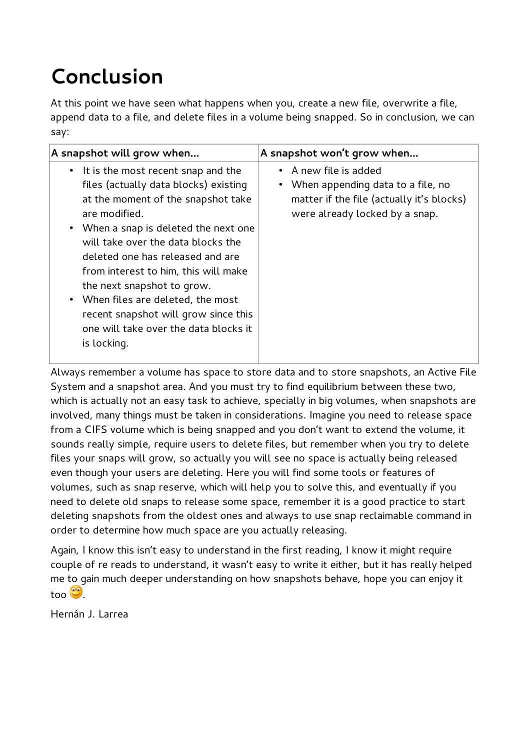# Conclusion

At this point we have seen what happens when you, create a new file, overwrite a file, append data to a file, and delete files in a volume being snapped. So in conclusion, we can say:

| A snapshot will grow when... | A snapshot won't grow when... |
|---|---|
| • It is the most recent snap and the files (actually data blocks) existing at the moment of the snapshot take are modified.<br>• When a snap is deleted the next one will take over the data blocks the deleted one has released and are from interest to him, this will make the next snapshot to grow.<br>• When files are deleted, the most recent snapshot will grow since this one will take over the data blocks it is locking. | • A new file is added<br>• When appending data to a file, no matter if the file (actually it's blocks) were already locked by a snap. |

Always remember a volume has space to store data and to store snapshots, an Active File System and a snapshot area. And you must try to find equilibrium between these two, which is actually not an easy task to achieve, specially in big volumes, when snapshots are involved, many things must be taken in considerations. Imagine you need to release space from a CIFS volume which is being snapped and you don't want to extend the volume, it sounds really simple, require users to delete files, but remember when you try to delete files your snaps will grow, so actually you will see no space is actually being released even though your users are deleting. Here you will find some tools or features of volumes, such as snap reserve, which will help you to solve this, and eventually if you need to delete old snaps to release some space, remember it is a good practice to start deleting snapshots from the oldest ones and always to use snap reclaimable command in order to determine how much space are you actually releasing.

Again, I know this isn't easy to understand in the first reading, I know it might require couple of re reads to understand, it wasn't easy to write it either, but it has really helped me to gain much deeper understanding on how snapshots behave, hope you can enjoy it too 😊.

Hernán J. Larrea